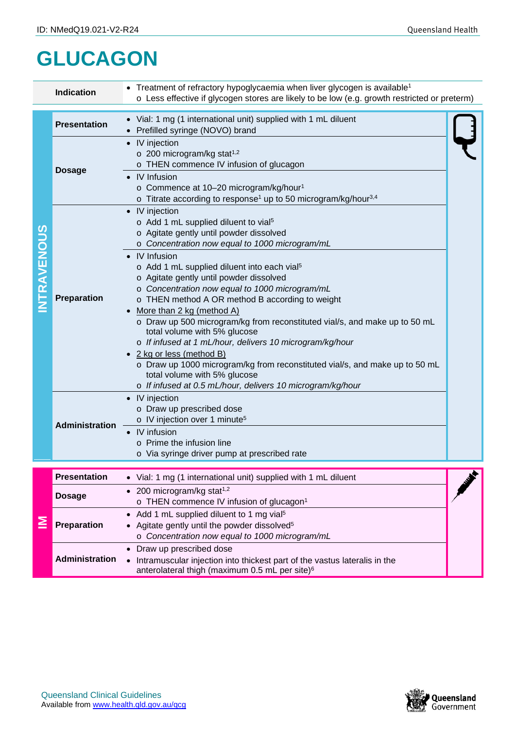# GLUCAGON

| | | |
|---|---|---|
| | **Indication** | • Treatment of refractory hypoglycaemia when liver glycogen is available[1]<br>  o Less effective if glycogen stores are likely to be low (e.g. growth restricted or preterm) |
| **INTRAVENOUS** | **Presentation** | • Vial: 1 mg (1 international unit) supplied with 1 mL diluent<br>• Prefilled syringe (NOVO) brand |
| | **Dosage** | • IV injection<br>  o 200 microgram/kg stat[1,2]<br>  o THEN commence IV infusion of glucagon<br>• IV Infusion<br>  o Commence at 10–20 microgram/kg/hour[1]<br>  o Titrate according to response[1] up to 50 microgram/kg/hour[3,4] |
| | **Preparation** | • IV injection<br>  o Add 1 mL supplied diluent to vial[5]<br>  o Agitate gently until powder dissolved<br>  o *Concentration now equal to 1000 microgram/mL*<br>• IV Infusion<br>  o Add 1 mL supplied diluent into each vial[5]<br>  o Agitate gently until powder dissolved<br>  o *Concentration now equal to 1000 microgram/mL*<br>  o THEN method A OR method B according to weight<br>• More than 2 kg (method A)<br>  o Draw up 500 microgram/kg from reconstituted vial/s, and make up to 50 mL total volume with 5% glucose<br>  o *If infused at 1 mL/hour, delivers 10 microgram/kg/hour*<br>• 2 kg or less (method B)<br>  o Draw up 1000 microgram/kg from reconstituted vial/s, and make up to 50 mL total volume with 5% glucose<br>  o *If infused at 0.5 mL/hour, delivers 10 microgram/kg/hour* |
| | **Administration** | • IV injection<br>  o Draw up prescribed dose<br>  o IV injection over 1 minute[5]<br>• IV infusion<br>  o Prime the infusion line<br>  o Via syringe driver pump at prescribed rate |
| **IM** | **Presentation** | • Vial: 1 mg (1 international unit) supplied with 1 mL diluent |
| | **Dosage** | • 200 microgram/kg stat[1,2]<br>  o THEN commence IV infusion of glucagon[1] |
| | **Preparation** | • Add 1 mL supplied diluent to 1 mg vial[5]<br>• Agitate gently until the powder dissolved[5]<br>  o *Concentration now equal to 1000 microgram/mL* |
| | **Administration** | • Draw up prescribed dose<br>• Intramuscular injection into thickest part of the vastus lateralis in the anterolateral thigh (maximum 0.5 mL per site)[6] |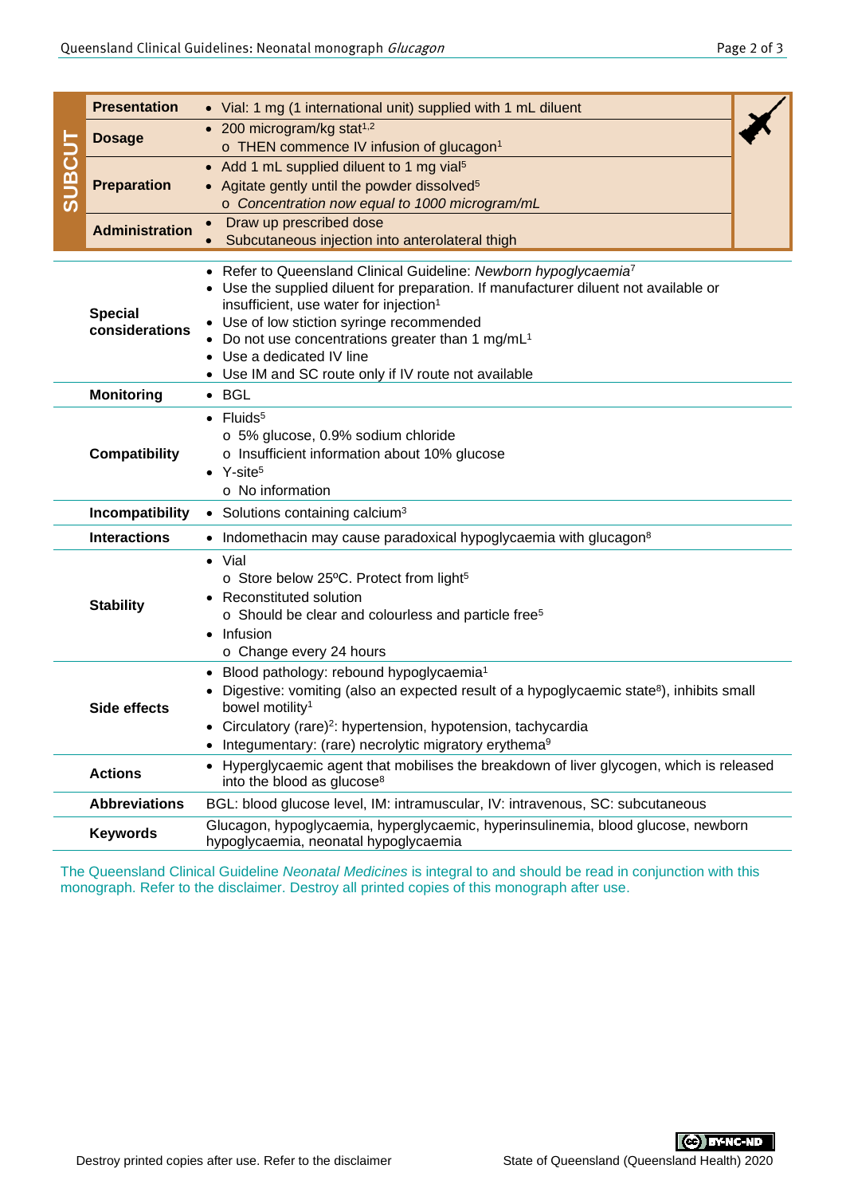| SUBCUT | | |
|---|---|---|
| | **Presentation** | • Vial: 1 mg (1 international unit) supplied with 1 mL diluent |
| | **Dosage** | • 200 microgram/kg stat[1,2]<br>o THEN commence IV infusion of glucagon[1] |
| | **Preparation** | • Add 1 mL supplied diluent to 1 mg vial[5]<br>• Agitate gently until the powder dissolved[5]<br>o *Concentration now equal to 1000 microgram/mL* |
| | **Administration** | • Draw up prescribed dose<br>• Subcutaneous injection into anterolateral thigh |

| | |
|---|---|
| **Special considerations** | • Refer to Queensland Clinical Guideline: *Newborn hypoglycaemia*[7]<br>• Use the supplied diluent for preparation. If manufacturer diluent not available or insufficient, use water for injection[1]<br>• Use of low stiction syringe recommended<br>• Do not use concentrations greater than 1 mg/mL[1]<br>• Use a dedicated IV line<br>• Use IM and SC route only if IV route not available |
| **Monitoring** | • BGL |
| **Compatibility** | • Fluids[5]<br>o 5% glucose, 0.9% sodium chloride<br>o Insufficient information about 10% glucose<br>• Y-site[5]<br>o No information |
| **Incompatibility** | • Solutions containing calcium[3] |
| **Interactions** | • Indomethacin may cause paradoxical hypoglycaemia with glucagon[8] |
| **Stability** | • Vial<br>o Store below 25ºC. Protect from light[5]<br>• Reconstituted solution<br>o Should be clear and colourless and particle free[5]<br>• Infusion<br>o Change every 24 hours |
| **Side effects** | • Blood pathology: rebound hypoglycaemia[1]<br>• Digestive: vomiting (also an expected result of a hypoglycaemic state[8]), inhibits small bowel motility[1]<br>• Circulatory (rare)[2]: hypertension, hypotension, tachycardia<br>• Integumentary: (rare) necrolytic migratory erythema[9] |
| **Actions** | • Hyperglycaemic agent that mobilises the breakdown of liver glycogen, which is released into the blood as glucose[8] |
| **Abbreviations** | BGL: blood glucose level, IM: intramuscular, IV: intravenous, SC: subcutaneous |
| **Keywords** | Glucagon, hypoglycaemia, hyperglycaemic, hyperinsulinemia, blood glucose, newborn hypoglycaemia, neonatal hypoglycaemia |

The Queensland Clinical Guideline *Neonatal Medicines* is integral to and should be read in conjunction with this monograph. Refer to the disclaimer. Destroy all printed copies of this monograph after use.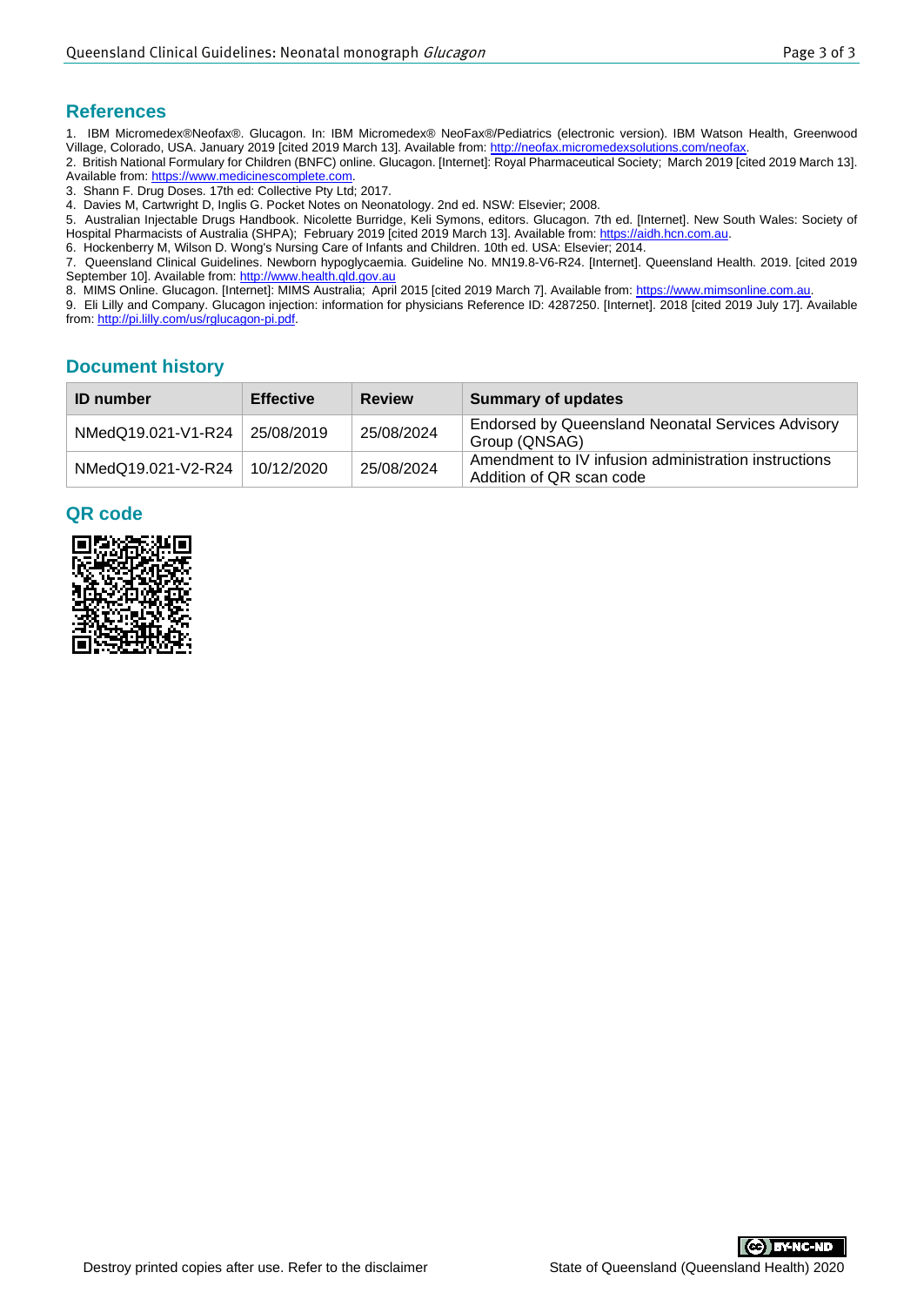## References

1. IBM Micromedex®Neofax®. Glucagon. In: IBM Micromedex® NeoFax®/Pediatrics (electronic version). IBM Watson Health, Greenwood Village, Colorado, USA. January 2019 [cited 2019 March 13]. Available from: http://neofax.micromedexsolutions.com/neofax.
2. British National Formulary for Children (BNFC) online. Glucagon. [Internet]: Royal Pharmaceutical Society; March 2019 [cited 2019 March 13]. Available from: https://www.medicinescomplete.com.
3. Shann F. Drug Doses. 17th ed: Collective Pty Ltd; 2017.
4. Davies M, Cartwright D, Inglis G. Pocket Notes on Neonatology. 2nd ed. NSW: Elsevier; 2008.
5. Australian Injectable Drugs Handbook. Nicolette Burridge, Keli Symons, editors. Glucagon. 7th ed. [Internet]. New South Wales: Society of Hospital Pharmacists of Australia (SHPA); February 2019 [cited 2019 March 13]. Available from: https://aidh.hcn.com.au.
6. Hockenberry M, Wilson D. Wong's Nursing Care of Infants and Children. 10th ed. USA: Elsevier; 2014.
7. Queensland Clinical Guidelines. Newborn hypoglycaemia. Guideline No. MN19.8-V6-R24. [Internet]. Queensland Health. 2019. [cited 2019 September 10]. Available from: http://www.health.qld.gov.au
8. MIMS Online. Glucagon. [Internet]: MIMS Australia; April 2015 [cited 2019 March 7]. Available from: https://www.mimsonline.com.au.
9. Eli Lilly and Company. Glucagon injection: information for physicians Reference ID: 4287250. [Internet]. 2018 [cited 2019 July 17]. Available from: http://pi.lilly.com/us/rglucagon-pi.pdf.

## Document history

| ID number | Effective | Review | Summary of updates |
| --- | --- | --- | --- |
| NMedQ19.021-V1-R24 | 25/08/2019 | 25/08/2024 | Endorsed by Queensland Neonatal Services Advisory Group (QNSAG) |
| NMedQ19.021-V2-R24 | 10/12/2020 | 25/08/2024 | Amendment to IV infusion administration instructions<br>Addition of QR scan code |

## QR code

Destroy printed copies after use. Refer to the disclaimer

State of Queensland (Queensland Health) 2020